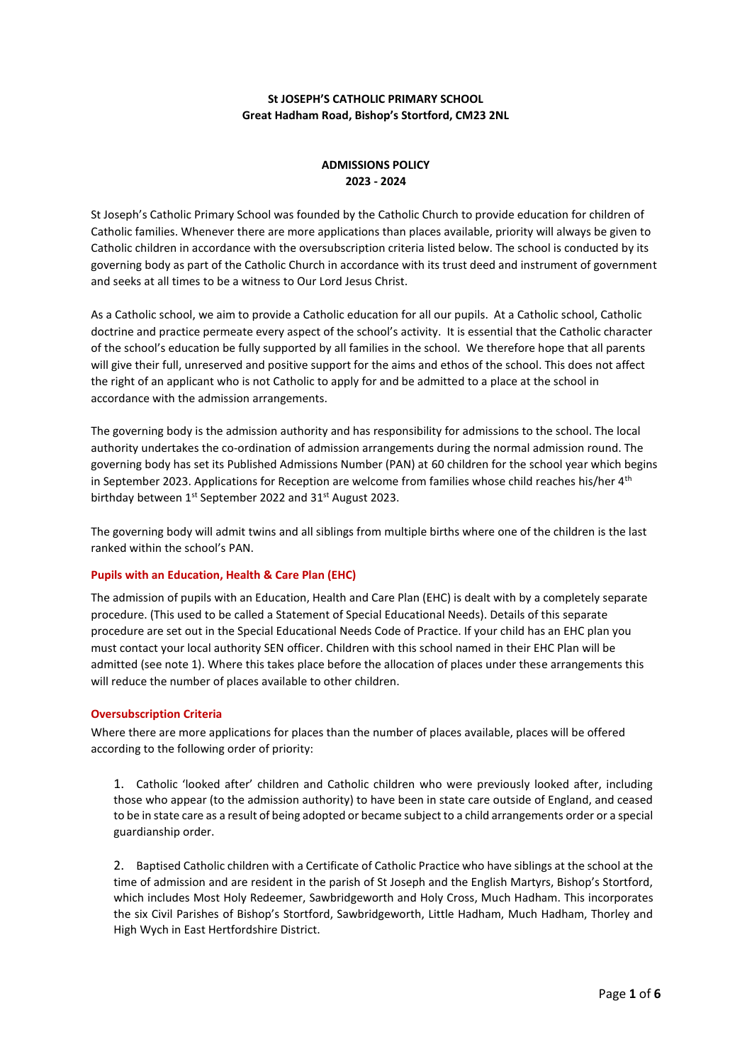**St JOSEPH'S CATHOLIC PRIMARY SCHOOL**
**Great Hadham Road, Bishop's Stortford, CM23 2NL**

**ADMISSIONS POLICY**
**2023 - 2024**

St Joseph's Catholic Primary School was founded by the Catholic Church to provide education for children of Catholic families. Whenever there are more applications than places available, priority will always be given to Catholic children in accordance with the oversubscription criteria listed below. The school is conducted by its governing body as part of the Catholic Church in accordance with its trust deed and instrument of government and seeks at all times to be a witness to Our Lord Jesus Christ.

As a Catholic school, we aim to provide a Catholic education for all our pupils. At a Catholic school, Catholic doctrine and practice permeate every aspect of the school's activity. It is essential that the Catholic character of the school's education be fully supported by all families in the school. We therefore hope that all parents will give their full, unreserved and positive support for the aims and ethos of the school. This does not affect the right of an applicant who is not Catholic to apply for and be admitted to a place at the school in accordance with the admission arrangements.

The governing body is the admission authority and has responsibility for admissions to the school. The local authority undertakes the co-ordination of admission arrangements during the normal admission round. The governing body has set its Published Admissions Number (PAN) at 60 children for the school year which begins in September 2023. Applications for Reception are welcome from families whose child reaches his/her 4th birthday between 1st September 2022 and 31st August 2023.

The governing body will admit twins and all siblings from multiple births where one of the children is the last ranked within the school's PAN.

### Pupils with an Education, Health & Care Plan (EHC)

The admission of pupils with an Education, Health and Care Plan (EHC) is dealt with by a completely separate procedure. (This used to be called a Statement of Special Educational Needs). Details of this separate procedure are set out in the Special Educational Needs Code of Practice. If your child has an EHC plan you must contact your local authority SEN officer. Children with this school named in their EHC Plan will be admitted (see note 1). Where this takes place before the allocation of places under these arrangements this will reduce the number of places available to other children.

### Oversubscription Criteria

Where there are more applications for places than the number of places available, places will be offered according to the following order of priority:

1. Catholic 'looked after' children and Catholic children who were previously looked after, including those who appear (to the admission authority) to have been in state care outside of England, and ceased to be in state care as a result of being adopted or became subject to a child arrangements order or a special guardianship order.

2. Baptised Catholic children with a Certificate of Catholic Practice who have siblings at the school at the time of admission and are resident in the parish of St Joseph and the English Martyrs, Bishop's Stortford, which includes Most Holy Redeemer, Sawbridgeworth and Holy Cross, Much Hadham. This incorporates the six Civil Parishes of Bishop's Stortford, Sawbridgeworth, Little Hadham, Much Hadham, Thorley and High Wych in East Hertfordshire District.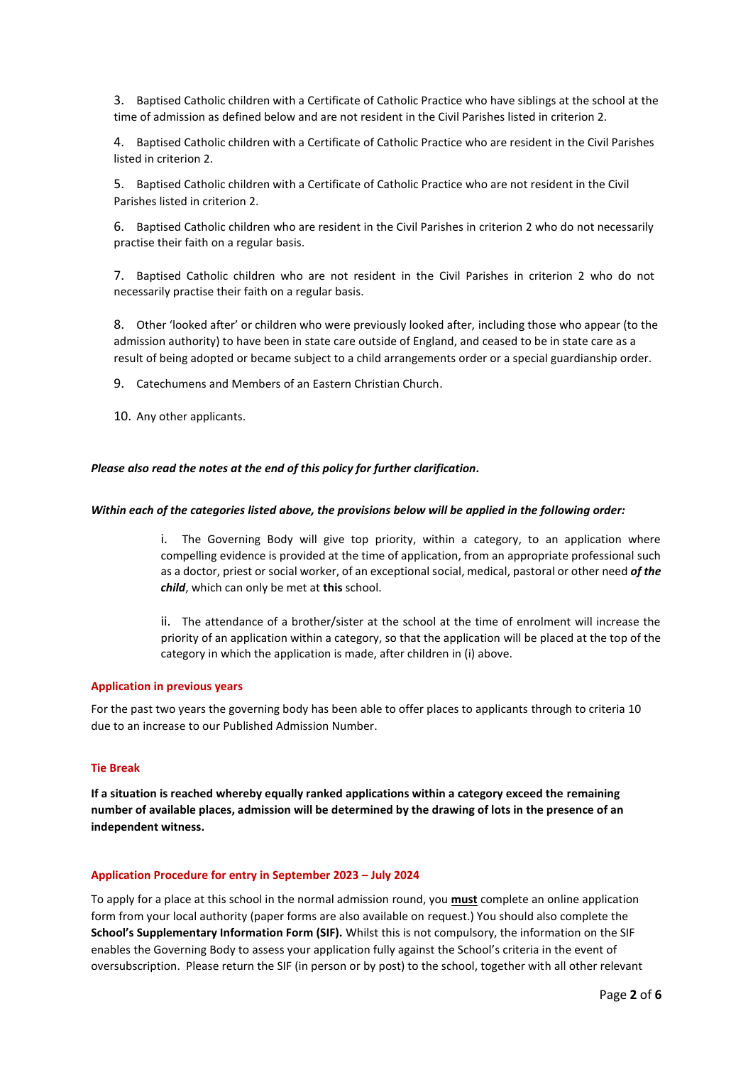3. Baptised Catholic children with a Certificate of Catholic Practice who have siblings at the school at the time of admission as defined below and are not resident in the Civil Parishes listed in criterion 2.

4. Baptised Catholic children with a Certificate of Catholic Practice who are resident in the Civil Parishes listed in criterion 2.

5. Baptised Catholic children with a Certificate of Catholic Practice who are not resident in the Civil Parishes listed in criterion 2.

6. Baptised Catholic children who are resident in the Civil Parishes in criterion 2 who do not necessarily practise their faith on a regular basis.

7. Baptised Catholic children who are not resident in the Civil Parishes in criterion 2 who do not necessarily practise their faith on a regular basis.

8. Other 'looked after' or children who were previously looked after, including those who appear (to the admission authority) to have been in state care outside of England, and ceased to be in state care as a result of being adopted or became subject to a child arrangements order or a special guardianship order.

9. Catechumens and Members of an Eastern Christian Church.

10. Any other applicants.

***Please also read the notes at the end of this policy for further clarification.***

***Within each of the categories listed above, the provisions below will be applied in the following order:***

> i. The Governing Body will give top priority, within a category, to an application where compelling evidence is provided at the time of application, from an appropriate professional such as a doctor, priest or social worker, of an exceptional social, medical, pastoral or other need ***of the child***, which can only be met at **this** school.
>
> ii. The attendance of a brother/sister at the school at the time of enrolment will increase the priority of an application within a category, so that the application will be placed at the top of the category in which the application is made, after children in (i) above.

## Application in previous years

For the past two years the governing body has been able to offer places to applicants through to criteria 10 due to an increase to our Published Admission Number.

## Tie Break

**If a situation is reached whereby equally ranked applications within a category exceed the remaining number of available places, admission will be determined by the drawing of lots in the presence of an independent witness.**

## Application Procedure for entry in September 2023 – July 2024

To apply for a place at this school in the normal admission round, you **<u>must</u>** complete an online application form from your local authority (paper forms are also available on request.) You should also complete the **School's Supplementary Information Form (SIF).** Whilst this is not compulsory, the information on the SIF enables the Governing Body to assess your application fully against the School's criteria in the event of oversubscription. Please return the SIF (in person or by post) to the school, together with all other relevant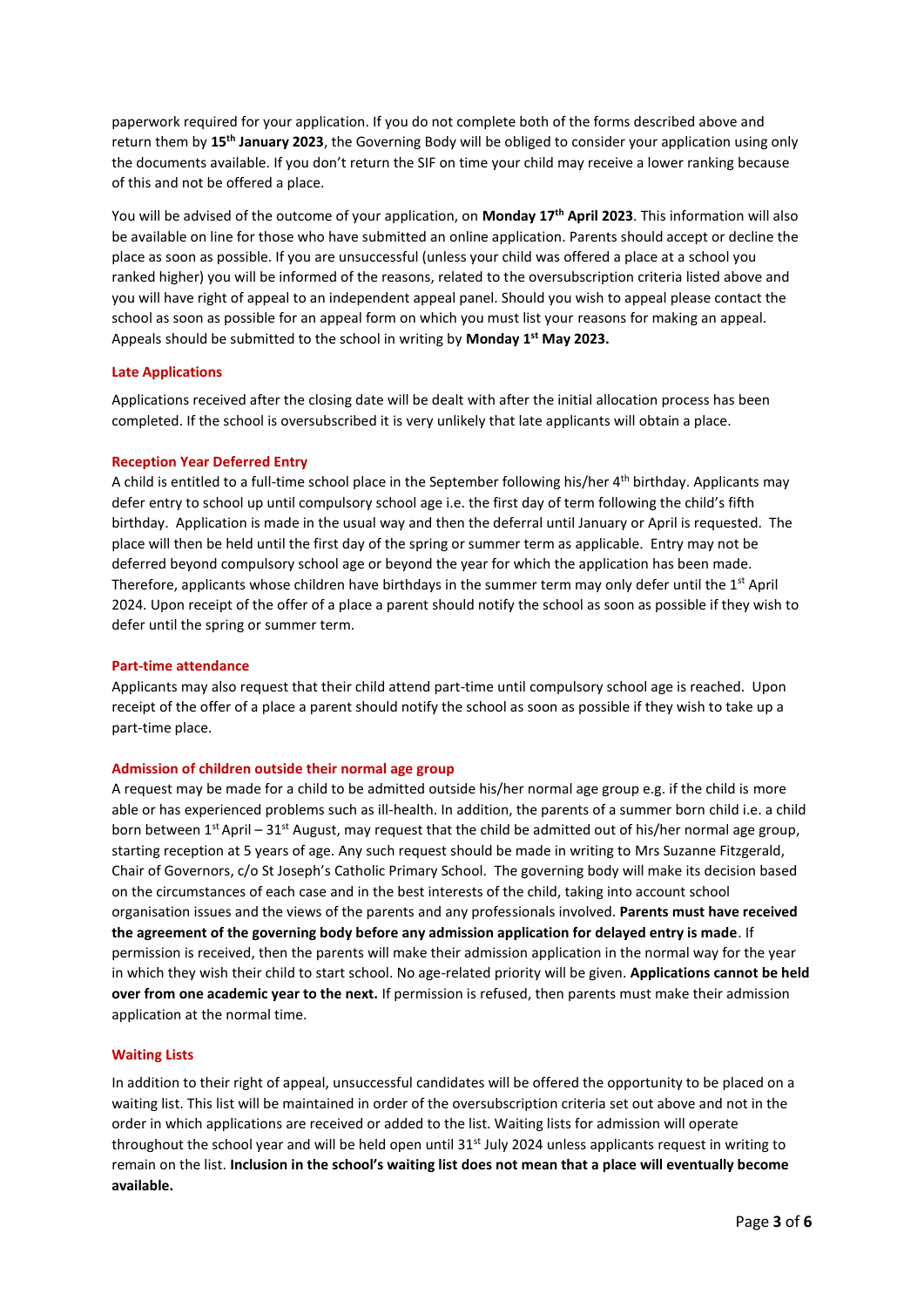paperwork required for your application. If you do not complete both of the forms described above and return them by **15th January 2023**, the Governing Body will be obliged to consider your application using only the documents available. If you don't return the SIF on time your child may receive a lower ranking because of this and not be offered a place.

You will be advised of the outcome of your application, on **Monday 17th April 2023**. This information will also be available on line for those who have submitted an online application. Parents should accept or decline the place as soon as possible. If you are unsuccessful (unless your child was offered a place at a school you ranked higher) you will be informed of the reasons, related to the oversubscription criteria listed above and you will have right of appeal to an independent appeal panel. Should you wish to appeal please contact the school as soon as possible for an appeal form on which you must list your reasons for making an appeal. Appeals should be submitted to the school in writing by **Monday 1st May 2023.**

### Late Applications

Applications received after the closing date will be dealt with after the initial allocation process has been completed. If the school is oversubscribed it is very unlikely that late applicants will obtain a place.

### Reception Year Deferred Entry

A child is entitled to a full-time school place in the September following his/her 4th birthday. Applicants may defer entry to school up until compulsory school age i.e. the first day of term following the child's fifth birthday. Application is made in the usual way and then the deferral until January or April is requested. The place will then be held until the first day of the spring or summer term as applicable. Entry may not be deferred beyond compulsory school age or beyond the year for which the application has been made. Therefore, applicants whose children have birthdays in the summer term may only defer until the 1st April 2024. Upon receipt of the offer of a place a parent should notify the school as soon as possible if they wish to defer until the spring or summer term.

### Part-time attendance

Applicants may also request that their child attend part-time until compulsory school age is reached. Upon receipt of the offer of a place a parent should notify the school as soon as possible if they wish to take up a part-time place.

### Admission of children outside their normal age group

A request may be made for a child to be admitted outside his/her normal age group e.g. if the child is more able or has experienced problems such as ill-health. In addition, the parents of a summer born child i.e. a child born between 1st April – 31st August, may request that the child be admitted out of his/her normal age group, starting reception at 5 years of age. Any such request should be made in writing to Mrs Suzanne Fitzgerald, Chair of Governors, c/o St Joseph's Catholic Primary School. The governing body will make its decision based on the circumstances of each case and in the best interests of the child, taking into account school organisation issues and the views of the parents and any professionals involved. **Parents must have received the agreement of the governing body before any admission application for delayed entry is made**. If permission is received, then the parents will make their admission application in the normal way for the year in which they wish their child to start school. No age-related priority will be given. **Applications cannot be held over from one academic year to the next.** If permission is refused, then parents must make their admission application at the normal time.

### Waiting Lists

In addition to their right of appeal, unsuccessful candidates will be offered the opportunity to be placed on a waiting list. This list will be maintained in order of the oversubscription criteria set out above and not in the order in which applications are received or added to the list. Waiting lists for admission will operate throughout the school year and will be held open until 31st July 2024 unless applicants request in writing to remain on the list. **Inclusion in the school's waiting list does not mean that a place will eventually become available.**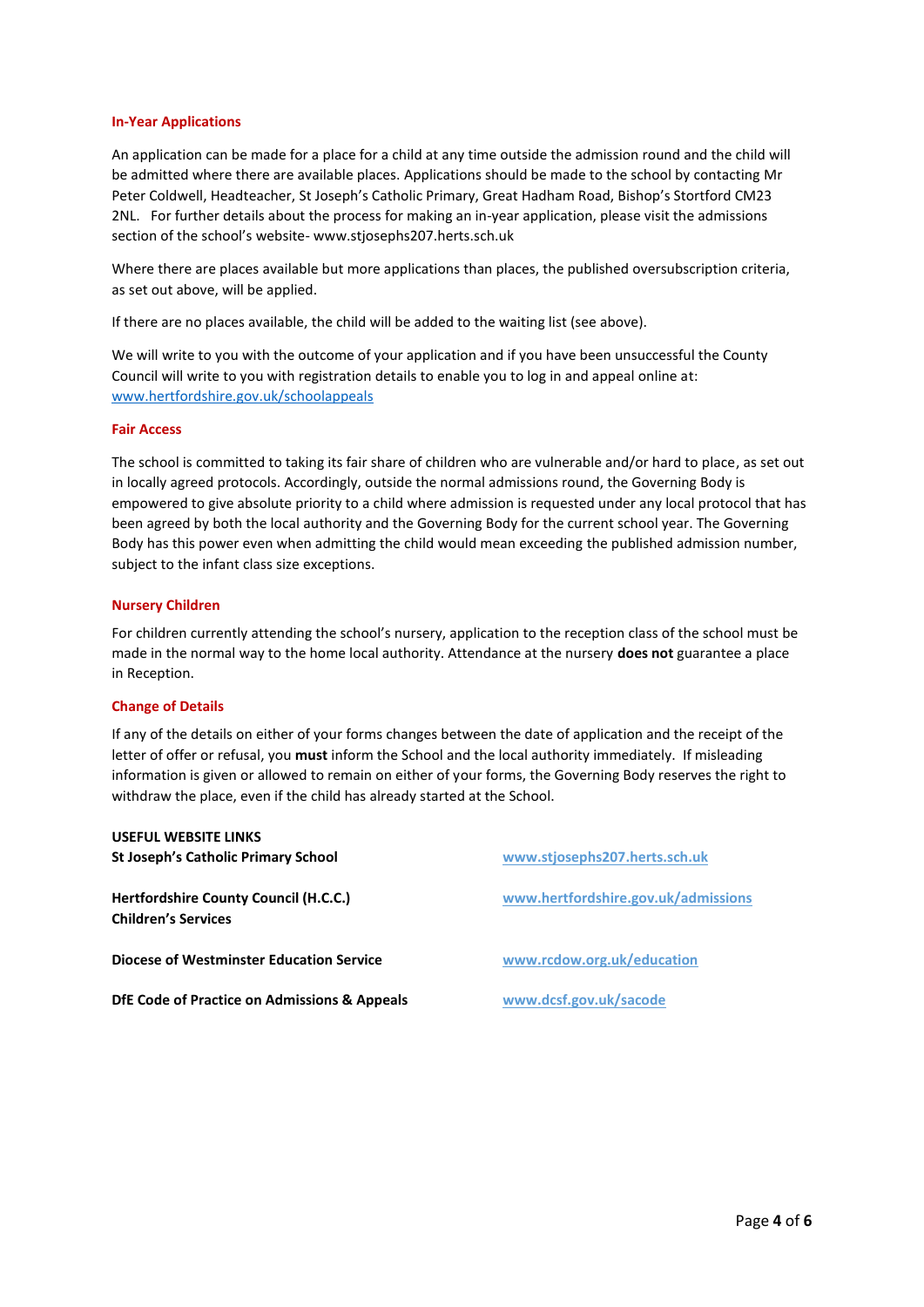### In-Year Applications

An application can be made for a place for a child at any time outside the admission round and the child will be admitted where there are available places. Applications should be made to the school by contacting Mr Peter Coldwell, Headteacher, St Joseph's Catholic Primary, Great Hadham Road, Bishop's Stortford CM23 2NL. For further details about the process for making an in-year application, please visit the admissions section of the school's website- www.stjosephs207.herts.sch.uk

Where there are places available but more applications than places, the published oversubscription criteria, as set out above, will be applied.

If there are no places available, the child will be added to the waiting list (see above).

We will write to you with the outcome of your application and if you have been unsuccessful the County Council will write to you with registration details to enable you to log in and appeal online at: [www.hertfordshire.gov.uk/schoolappeals](http://www.hertfordshire.gov.uk/schoolappeals)

### Fair Access

The school is committed to taking its fair share of children who are vulnerable and/or hard to place, as set out in locally agreed protocols. Accordingly, outside the normal admissions round, the Governing Body is empowered to give absolute priority to a child where admission is requested under any local protocol that has been agreed by both the local authority and the Governing Body for the current school year. The Governing Body has this power even when admitting the child would mean exceeding the published admission number, subject to the infant class size exceptions.

### Nursery Children

For children currently attending the school's nursery, application to the reception class of the school must be made in the normal way to the home local authority. Attendance at the nursery **does not** guarantee a place in Reception.

### Change of Details

If any of the details on either of your forms changes between the date of application and the receipt of the letter of offer or refusal, you **must** inform the School and the local authority immediately. If misleading information is given or allowed to remain on either of your forms, the Governing Body reserves the right to withdraw the place, even if the child has already started at the School.

**USEFUL WEBSITE LINKS**

| | |
|---|---|
| **St Joseph's Catholic Primary School** | [www.stjosephs207.herts.sch.uk](http://www.stjosephs207.herts.sch.uk) |
| **Hertfordshire County Council (H.C.C.) Children's Services** | [www.hertfordshire.gov.uk/admissions](http://www.hertfordshire.gov.uk/admissions) |
| **Diocese of Westminster Education Service** | [www.rcdow.org.uk/education](http://www.rcdow.org.uk/education) |
| **DfE Code of Practice on Admissions & Appeals** | [www.dcsf.gov.uk/sacode](http://www.dcsf.gov.uk/sacode) |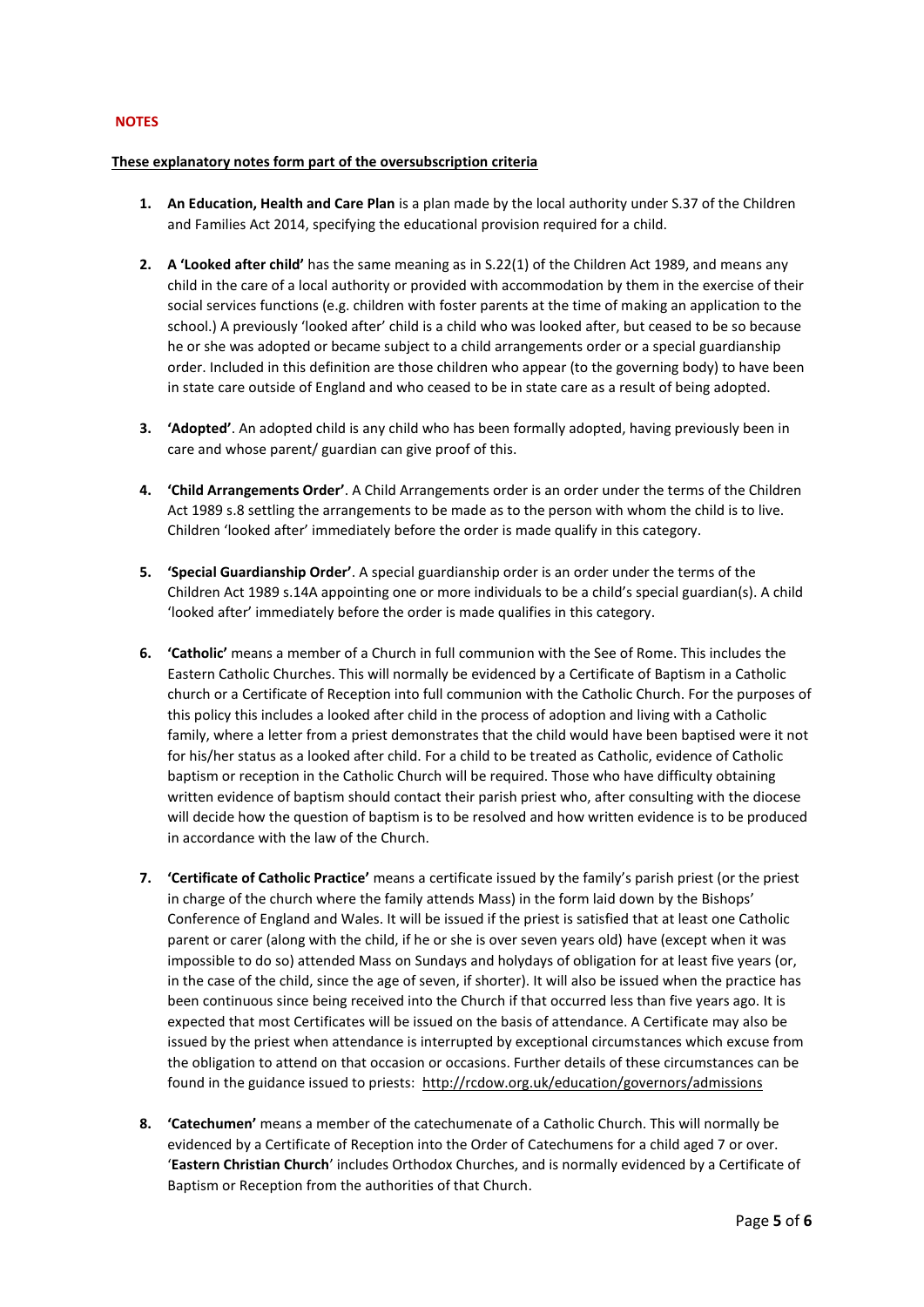## NOTES

**<u>These explanatory notes form part of the oversubscription criteria</u>**

1. **An Education, Health and Care Plan** is a plan made by the local authority under S.37 of the Children and Families Act 2014, specifying the educational provision required for a child.

2. **A 'Looked after child'** has the same meaning as in S.22(1) of the Children Act 1989, and means any child in the care of a local authority or provided with accommodation by them in the exercise of their social services functions (e.g. children with foster parents at the time of making an application to the school.) A previously 'looked after' child is a child who was looked after, but ceased to be so because he or she was adopted or became subject to a child arrangements order or a special guardianship order. Included in this definition are those children who appear (to the governing body) to have been in state care outside of England and who ceased to be in state care as a result of being adopted.

3. **'Adopted'**. An adopted child is any child who has been formally adopted, having previously been in care and whose parent/ guardian can give proof of this.

4. **'Child Arrangements Order'**. A Child Arrangements order is an order under the terms of the Children Act 1989 s.8 settling the arrangements to be made as to the person with whom the child is to live. Children 'looked after' immediately before the order is made qualify in this category.

5. **'Special Guardianship Order'**. A special guardianship order is an order under the terms of the Children Act 1989 s.14A appointing one or more individuals to be a child's special guardian(s). A child 'looked after' immediately before the order is made qualifies in this category.

6. **'Catholic'** means a member of a Church in full communion with the See of Rome. This includes the Eastern Catholic Churches. This will normally be evidenced by a Certificate of Baptism in a Catholic church or a Certificate of Reception into full communion with the Catholic Church. For the purposes of this policy this includes a looked after child in the process of adoption and living with a Catholic family, where a letter from a priest demonstrates that the child would have been baptised were it not for his/her status as a looked after child. For a child to be treated as Catholic, evidence of Catholic baptism or reception in the Catholic Church will be required. Those who have difficulty obtaining written evidence of baptism should contact their parish priest who, after consulting with the diocese will decide how the question of baptism is to be resolved and how written evidence is to be produced in accordance with the law of the Church.

7. **'Certificate of Catholic Practice'** means a certificate issued by the family's parish priest (or the priest in charge of the church where the family attends Mass) in the form laid down by the Bishops' Conference of England and Wales. It will be issued if the priest is satisfied that at least one Catholic parent or carer (along with the child, if he or she is over seven years old) have (except when it was impossible to do so) attended Mass on Sundays and holydays of obligation for at least five years (or, in the case of the child, since the age of seven, if shorter). It will also be issued when the practice has been continuous since being received into the Church if that occurred less than five years ago. It is expected that most Certificates will be issued on the basis of attendance. A Certificate may also be issued by the priest when attendance is interrupted by exceptional circumstances which excuse from the obligation to attend on that occasion or occasions. Further details of these circumstances can be found in the guidance issued to priests: http://rcdow.org.uk/education/governors/admissions

8. **'Catechumen'** means a member of the catechumenate of a Catholic Church. This will normally be evidenced by a Certificate of Reception into the Order of Catechumens for a child aged 7 or over. '**Eastern Christian Church**' includes Orthodox Churches, and is normally evidenced by a Certificate of Baptism or Reception from the authorities of that Church.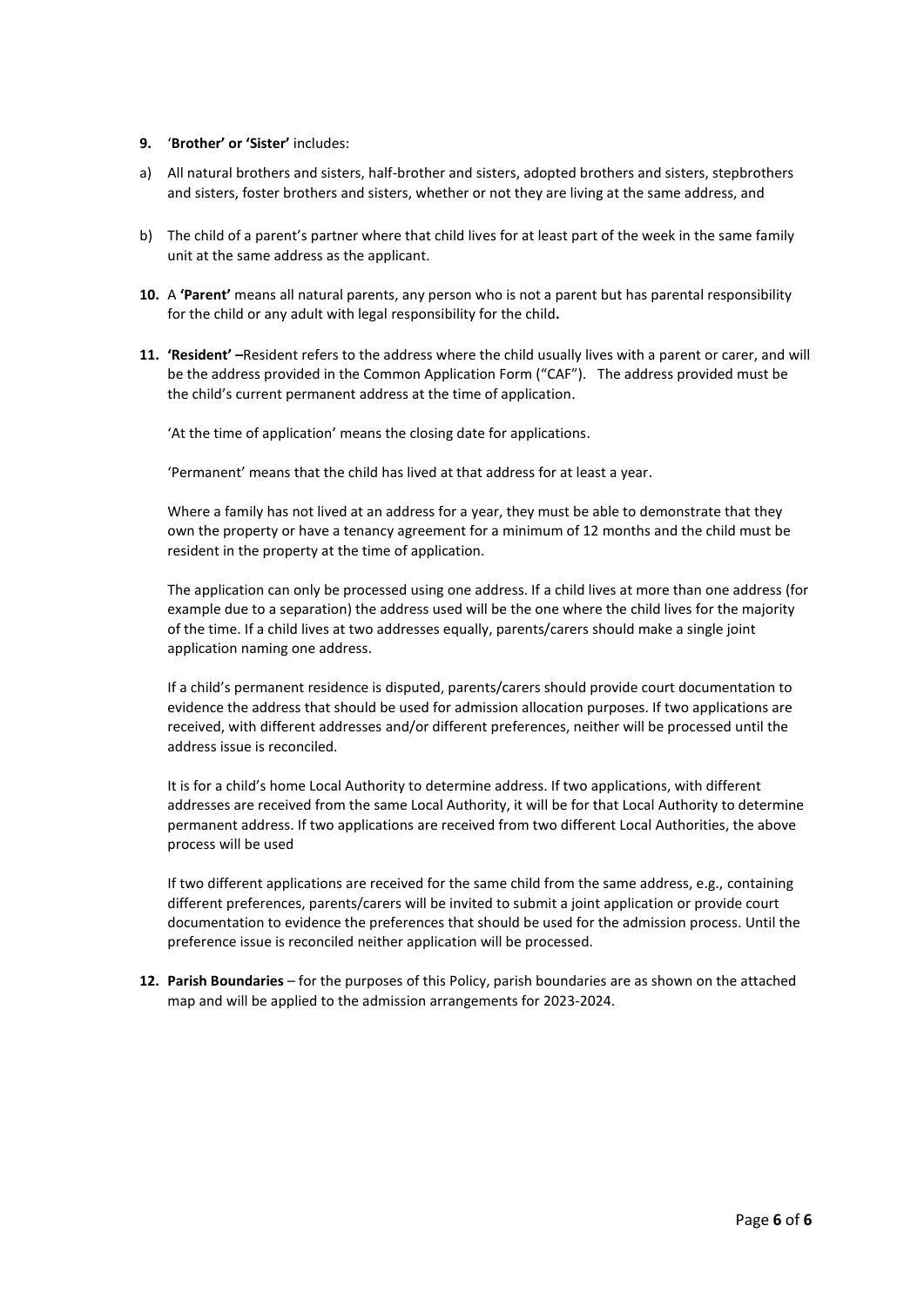**9.** '**Brother' or 'Sister'** includes:

a) All natural brothers and sisters, half-brother and sisters, adopted brothers and sisters, stepbrothers and sisters, foster brothers and sisters, whether or not they are living at the same address, and

b) The child of a parent's partner where that child lives for at least part of the week in the same family unit at the same address as the applicant.

**10.** A **'Parent'** means all natural parents, any person who is not a parent but has parental responsibility for the child or any adult with legal responsibility for the child**.**

**11. 'Resident' –**Resident refers to the address where the child usually lives with a parent or carer, and will be the address provided in the Common Application Form ("CAF"). The address provided must be the child's current permanent address at the time of application.

'At the time of application' means the closing date for applications.

'Permanent' means that the child has lived at that address for at least a year.

Where a family has not lived at an address for a year, they must be able to demonstrate that they own the property or have a tenancy agreement for a minimum of 12 months and the child must be resident in the property at the time of application.

The application can only be processed using one address. If a child lives at more than one address (for example due to a separation) the address used will be the one where the child lives for the majority of the time. If a child lives at two addresses equally, parents/carers should make a single joint application naming one address.

If a child's permanent residence is disputed, parents/carers should provide court documentation to evidence the address that should be used for admission allocation purposes. If two applications are received, with different addresses and/or different preferences, neither will be processed until the address issue is reconciled.

It is for a child's home Local Authority to determine address. If two applications, with different addresses are received from the same Local Authority, it will be for that Local Authority to determine permanent address. If two applications are received from two different Local Authorities, the above process will be used

If two different applications are received for the same child from the same address, e.g., containing different preferences, parents/carers will be invited to submit a joint application or provide court documentation to evidence the preferences that should be used for the admission process. Until the preference issue is reconciled neither application will be processed.

**12. Parish Boundaries** – for the purposes of this Policy, parish boundaries are as shown on the attached map and will be applied to the admission arrangements for 2023-2024.